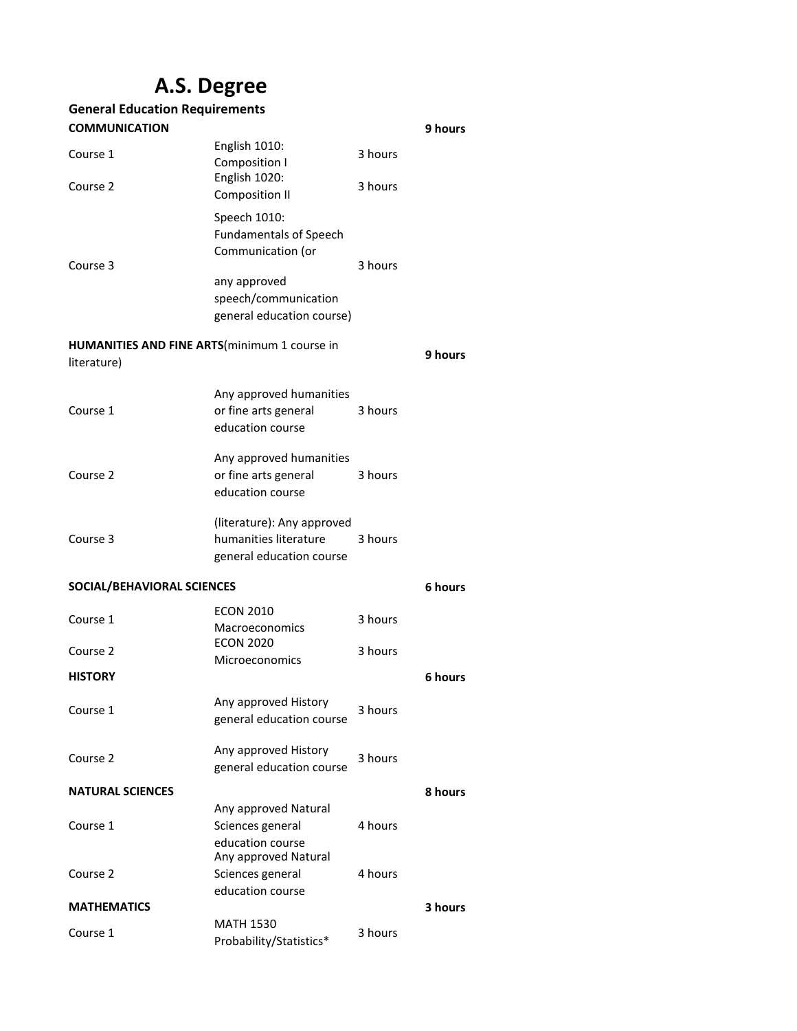# A.S. Degree

## General Education Requirements

| | | | |
|---|---|---|---|
| **COMMUNICATION** | | | **9 hours** |
| Course 1 | English 1010: Composition I | 3 hours | |
| Course 2 | English 1020: Composition II | 3 hours | |
| Course 3 | Speech 1010: Fundamentals of Speech Communication (or any approved speech/communication general education course) | 3 hours | |
| **HUMANITIES AND FINE ARTS**(minimum 1 course in literature) | | | **9 hours** |
| Course 1 | Any approved humanities or fine arts general education course | 3 hours | |
| Course 2 | Any approved humanities or fine arts general education course | 3 hours | |
| Course 3 | (literature): Any approved humanities literature general education course | 3 hours | |
| **SOCIAL/BEHAVIORAL SCIENCES** | | | **6 hours** |
| Course 1 | ECON 2010 Macroeconomics | 3 hours | |
| Course 2 | ECON 2020 Microeconomics | 3 hours | |
| **HISTORY** | | | **6 hours** |
| Course 1 | Any approved History general education course | 3 hours | |
| Course 2 | Any approved History general education course | 3 hours | |
| **NATURAL SCIENCES** | | | **8 hours** |
| Course 1 | Any approved Natural Sciences general education course | 4 hours | |
| Course 2 | Any approved Natural Sciences general education course | 4 hours | |
| **MATHEMATICS** | | | **3 hours** |
| Course 1 | MATH 1530 Probability/Statistics* | 3 hours | |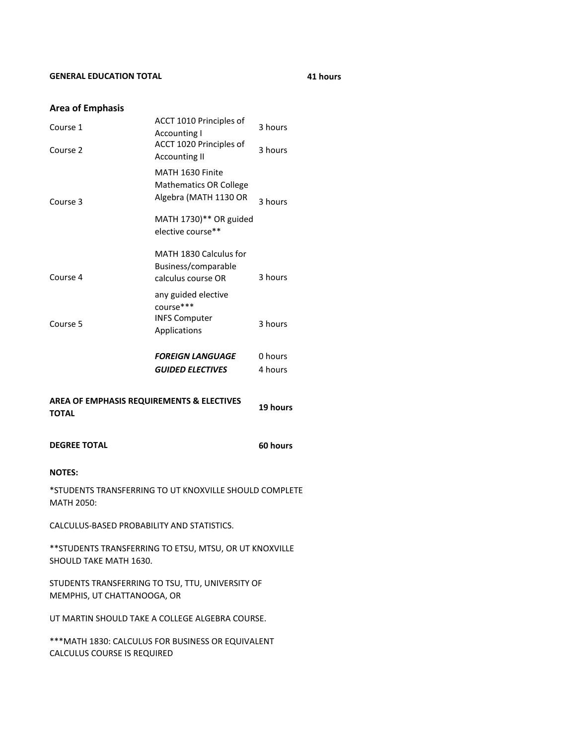**GENERAL EDUCATION TOTAL** **41 hours**

## Area of Emphasis

| | | |
|---|---|---|
| Course 1 | ACCT 1010 Principles of Accounting I | 3 hours |
| Course 2 | ACCT 1020 Principles of Accounting II | 3 hours |
| Course 3 | MATH 1630 Finite Mathematics OR College Algebra (MATH 1130 OR MATH 1730)** OR guided elective course** | 3 hours |
| Course 4 | MATH 1830 Calculus for Business/comparable calculus course OR any guided elective course*** | 3 hours |
| Course 5 | INFS Computer Applications | 3 hours |
| | ***FOREIGN LANGUAGE*** | 0 hours |
| | ***GUIDED ELECTIVES*** | 4 hours |
| **AREA OF EMPHASIS REQUIREMENTS & ELECTIVES TOTAL** | | **19 hours** |
| **DEGREE TOTAL** | | **60 hours** |

**NOTES:**

*STUDENTS TRANSFERRING TO UT KNOXVILLE SHOULD COMPLETE MATH 2050:

CALCULUS-BASED PROBABILITY AND STATISTICS.

**STUDENTS TRANSFERRING TO ETSU, MTSU, OR UT KNOXVILLE SHOULD TAKE MATH 1630.

STUDENTS TRANSFERRING TO TSU, TTU, UNIVERSITY OF MEMPHIS, UT CHATTANOOGA, OR

UT MARTIN SHOULD TAKE A COLLEGE ALGEBRA COURSE.

***MATH 1830: CALCULUS FOR BUSINESS OR EQUIVALENT CALCULUS COURSE IS REQUIRED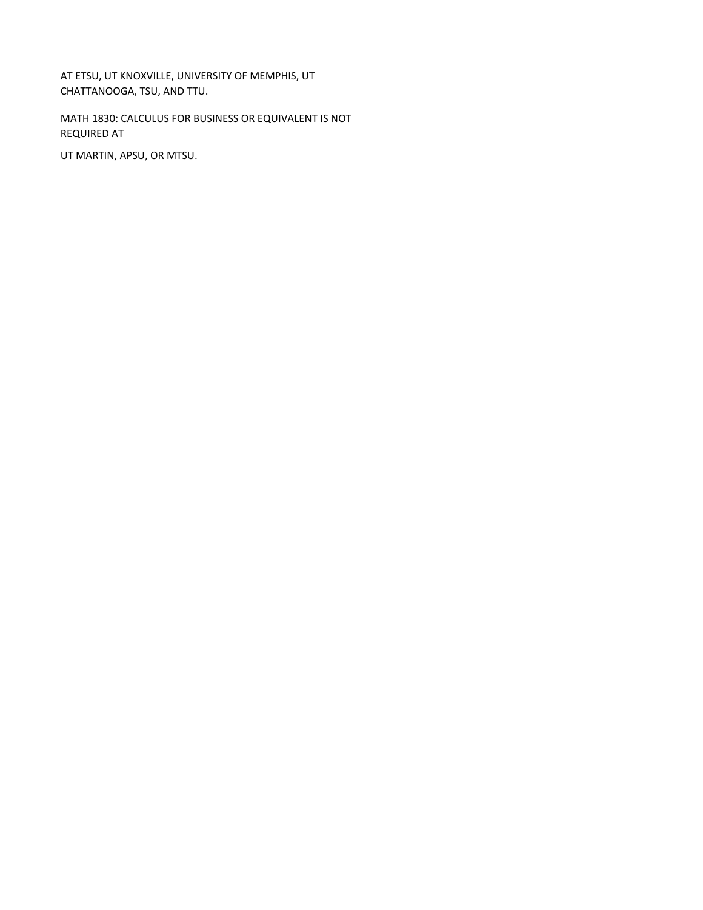AT ETSU, UT KNOXVILLE, UNIVERSITY OF MEMPHIS, UT CHATTANOOGA, TSU, AND TTU.

MATH 1830: CALCULUS FOR BUSINESS OR EQUIVALENT IS NOT REQUIRED AT

UT MARTIN, APSU, OR MTSU.